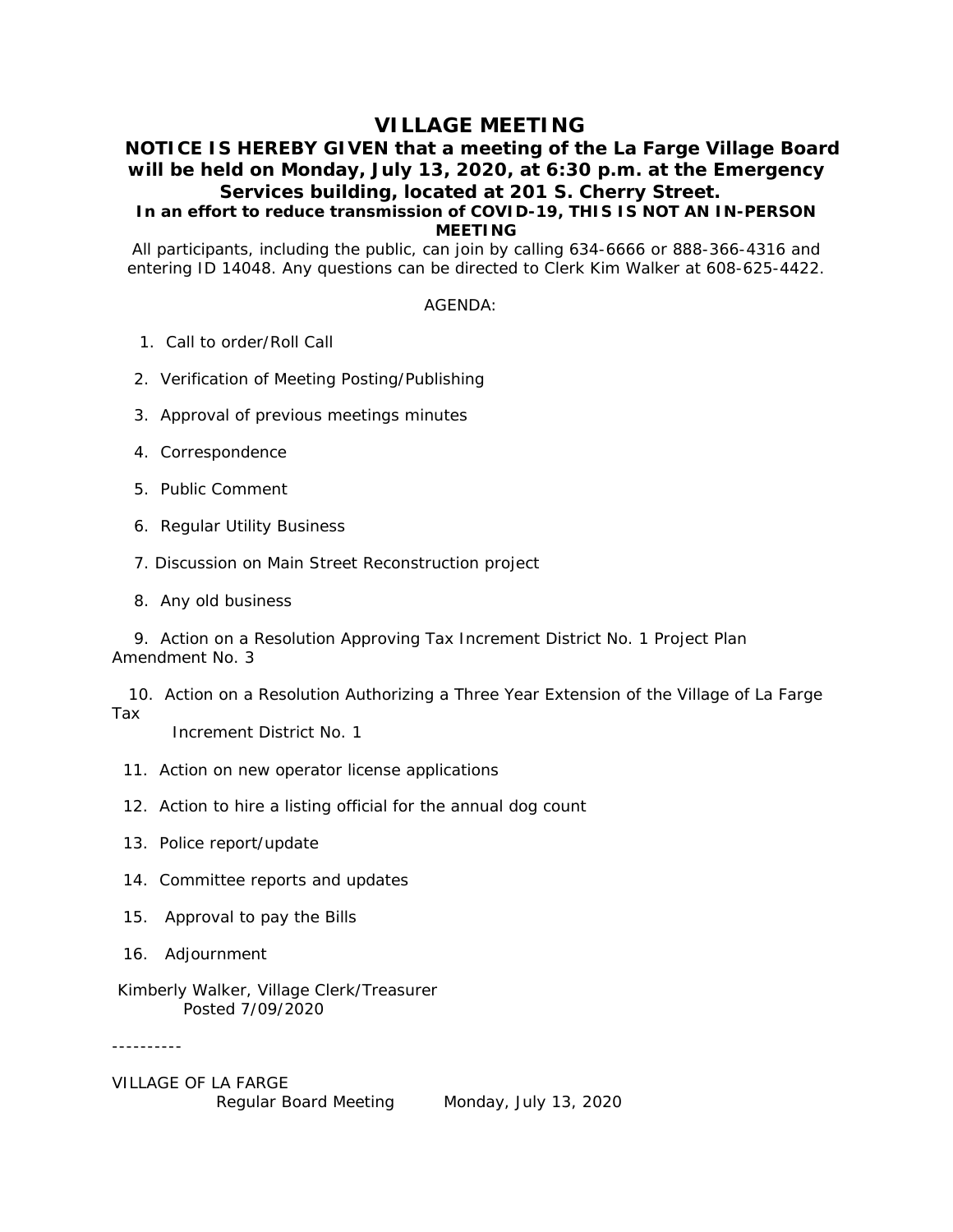# VILLAGE MEETING

## NOTICE IS HEREBY GIVEN that a meeting of the La Farge Village Board will be held on Monday, July 13, 2020, at 6:30 p.m. at the Emergency Services building, located at 201 S. Cherry Street.

**In an effort to reduce transmission of COVID-19, THIS IS NOT AN IN-PERSON MEETING**

All participants, including the public, can join by calling 634-6666 or 888-366-4316 and entering ID 14048. Any questions can be directed to Clerk Kim Walker at 608-625-4422.

AGENDA:

1. Call to order/Roll Call
2. Verification of Meeting Posting/Publishing
3. Approval of previous meetings minutes
4. Correspondence
5. Public Comment
6. Regular Utility Business
7. Discussion on Main Street Reconstruction project
8. Any old business
9. Action on a Resolution Approving Tax Increment District No. 1 Project Plan Amendment No. 3
10. Action on a Resolution Authorizing a Three Year Extension of the Village of La Farge Tax Increment District No. 1
11. Action on new operator license applications
12. Action to hire a listing official for the annual dog count
13. Police report/update
14. Committee reports and updates
15. Approval to pay the Bills
16. Adjournment

Kimberly Walker, Village Clerk/Treasurer
Posted 7/09/2020

----------

VILLAGE OF LA FARGE
Regular Board Meeting Monday, July 13, 2020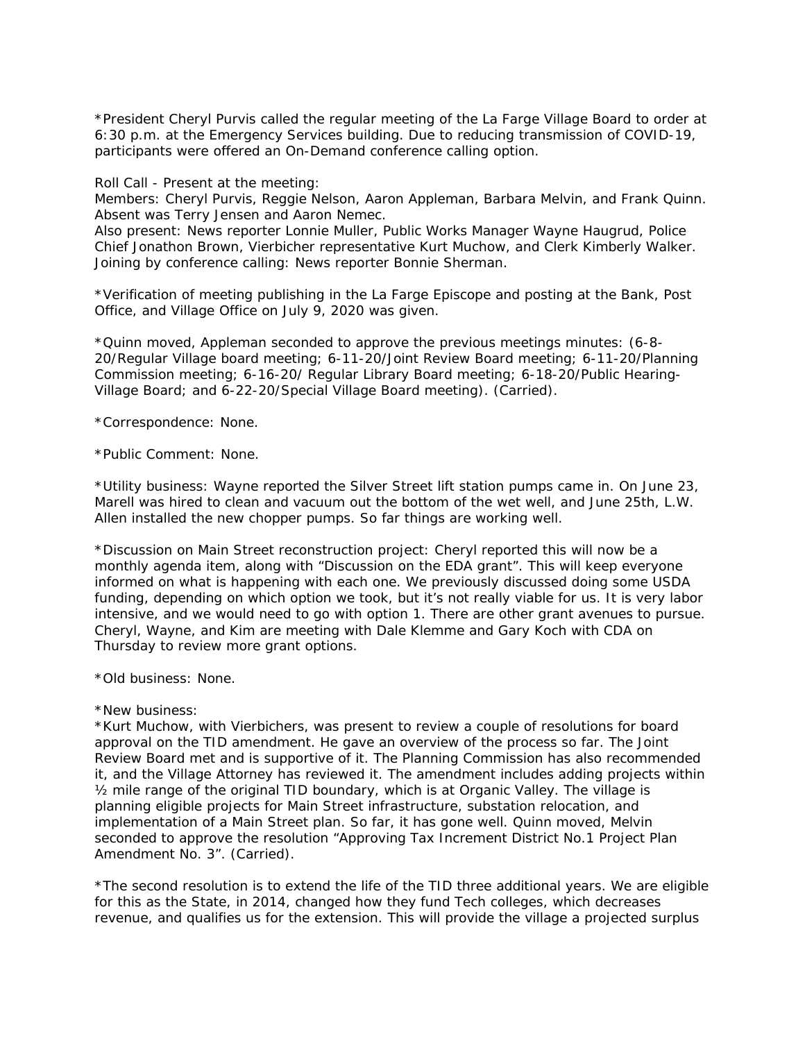*President Cheryl Purvis called the regular meeting of the La Farge Village Board to order at 6:30 p.m. at the Emergency Services building. Due to reducing transmission of COVID-19, participants were offered an On-Demand conference calling option.

Roll Call - Present at the meeting:
Members: Cheryl Purvis, Reggie Nelson, Aaron Appleman, Barbara Melvin, and Frank Quinn. Absent was Terry Jensen and Aaron Nemec.
Also present: News reporter Lonnie Muller, Public Works Manager Wayne Haugrud, Police Chief Jonathon Brown, Vierbicher representative Kurt Muchow, and Clerk Kimberly Walker. Joining by conference calling: News reporter Bonnie Sherman.

*Verification of meeting publishing in the La Farge Episcope and posting at the Bank, Post Office, and Village Office on July 9, 2020 was given.

*Quinn moved, Appleman seconded to approve the previous meetings minutes: (6-8-20/Regular Village board meeting; 6-11-20/Joint Review Board meeting; 6-11-20/Planning Commission meeting; 6-16-20/ Regular Library Board meeting; 6-18-20/Public Hearing-Village Board; and 6-22-20/Special Village Board meeting). (Carried).

*Correspondence: None.

*Public Comment: None.

*Utility business: Wayne reported the Silver Street lift station pumps came in. On June 23, Marell was hired to clean and vacuum out the bottom of the wet well, and June 25th, L.W. Allen installed the new chopper pumps. So far things are working well.

*Discussion on Main Street reconstruction project: Cheryl reported this will now be a monthly agenda item, along with "Discussion on the EDA grant". This will keep everyone informed on what is happening with each one. We previously discussed doing some USDA funding, depending on which option we took, but it's not really viable for us. It is very labor intensive, and we would need to go with option 1. There are other grant avenues to pursue. Cheryl, Wayne, and Kim are meeting with Dale Klemme and Gary Koch with CDA on Thursday to review more grant options.

*Old business: None.

*New business:
*Kurt Muchow, with Vierbichers, was present to review a couple of resolutions for board approval on the TID amendment. He gave an overview of the process so far. The Joint Review Board met and is supportive of it. The Planning Commission has also recommended it, and the Village Attorney has reviewed it. The amendment includes adding projects within ½ mile range of the original TID boundary, which is at Organic Valley. The village is planning eligible projects for Main Street infrastructure, substation relocation, and implementation of a Main Street plan. So far, it has gone well. Quinn moved, Melvin seconded to approve the resolution "Approving Tax Increment District No.1 Project Plan Amendment No. 3". (Carried).

*The second resolution is to extend the life of the TID three additional years. We are eligible for this as the State, in 2014, changed how they fund Tech colleges, which decreases revenue, and qualifies us for the extension. This will provide the village a projected surplus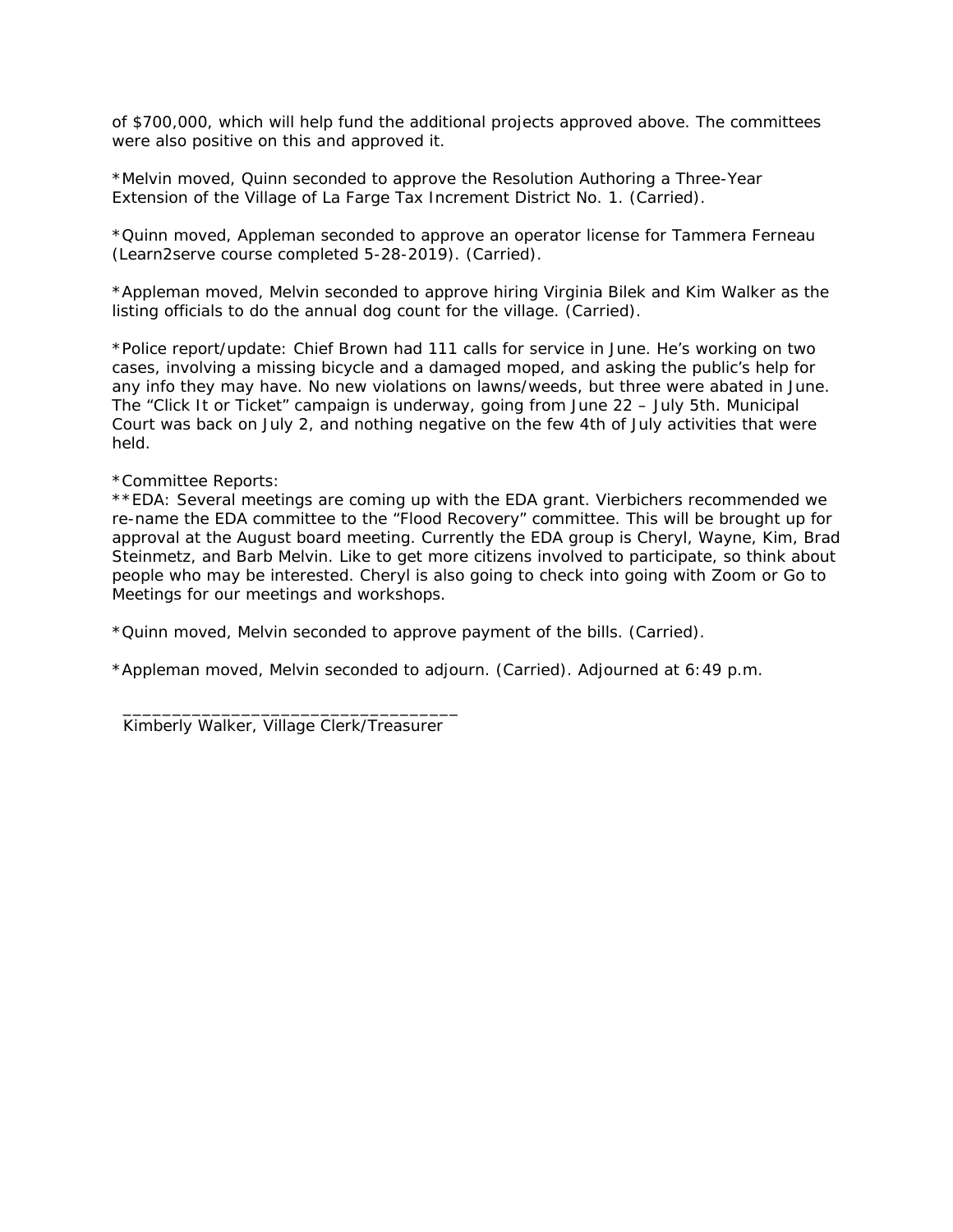of $700,000, which will help fund the additional projects approved above. The committees were also positive on this and approved it.

*Melvin moved, Quinn seconded to approve the Resolution Authoring a Three-Year Extension of the Village of La Farge Tax Increment District No. 1. (Carried).

*Quinn moved, Appleman seconded to approve an operator license for Tammera Ferneau (Learn2serve course completed 5-28-2019). (Carried).

*Appleman moved, Melvin seconded to approve hiring Virginia Bilek and Kim Walker as the listing officials to do the annual dog count for the village. (Carried).

*Police report/update: Chief Brown had 111 calls for service in June. He's working on two cases, involving a missing bicycle and a damaged moped, and asking the public's help for any info they may have. No new violations on lawns/weeds, but three were abated in June. The "Click It or Ticket" campaign is underway, going from June 22 – July 5th. Municipal Court was back on July 2, and nothing negative on the few 4th of July activities that were held.

*Committee Reports:
**EDA: Several meetings are coming up with the EDA grant. Vierbichers recommended we re-name the EDA committee to the "Flood Recovery" committee. This will be brought up for approval at the August board meeting. Currently the EDA group is Cheryl, Wayne, Kim, Brad Steinmetz, and Barb Melvin. Like to get more citizens involved to participate, so think about people who may be interested. Cheryl is also going to check into going with Zoom or Go to Meetings for our meetings and workshops.

*Quinn moved, Melvin seconded to approve payment of the bills. (Carried).

*Appleman moved, Melvin seconded to adjourn. (Carried). Adjourned at 6:49 p.m.

___________________________________
Kimberly Walker, Village Clerk/Treasurer